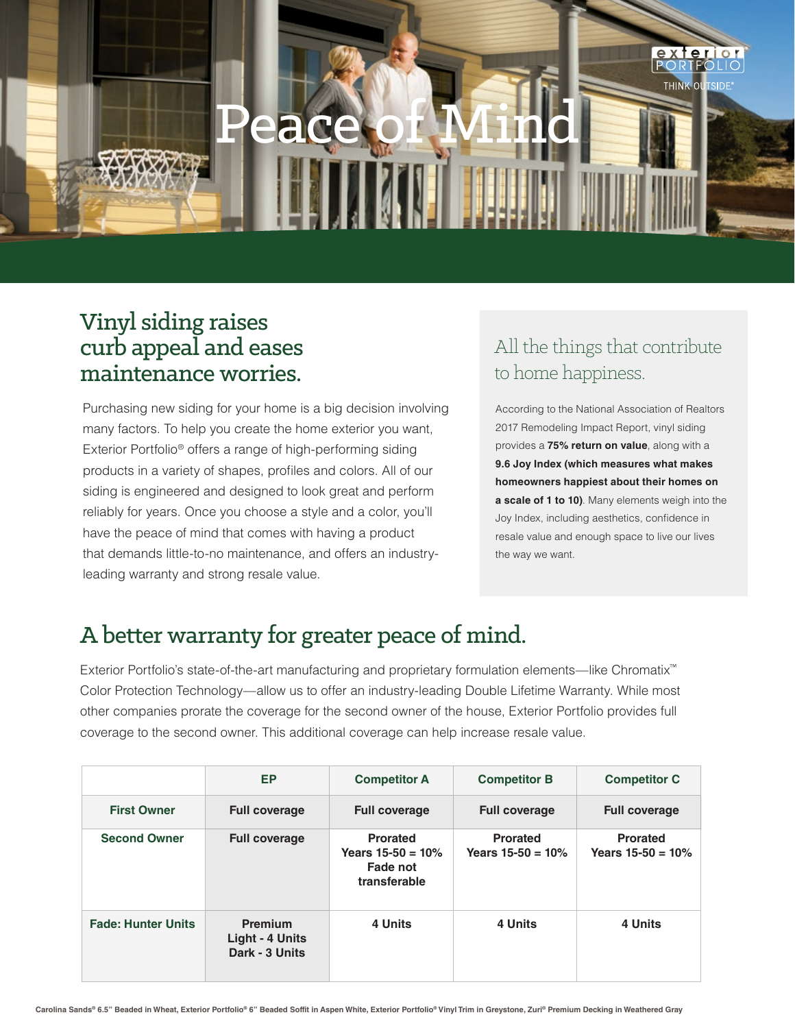# Peace of Mind

exterior PORTFOLIO® THINK OUTSIDE®

## Vinyl siding raises curb appeal and eases maintenance worries.

Purchasing new siding for your home is a big decision involving many factors. To help you create the home exterior you want, Exterior Portfolio® offers a range of high-performing siding products in a variety of shapes, profiles and colors. All of our siding is engineered and designed to look great and perform reliably for years. Once you choose a style and a color, you'll have the peace of mind that comes with having a product that demands little-to-no maintenance, and offers an industry-leading warranty and strong resale value.

### All the things that contribute to home happiness.

According to the National Association of Realtors 2017 Remodeling Impact Report, vinyl siding provides a **75% return on value**, along with a **9.6 Joy Index (which measures what makes homeowners happiest about their homes on a scale of 1 to 10)**. Many elements weigh into the Joy Index, including aesthetics, confidence in resale value and enough space to live our lives the way we want.

## A better warranty for greater peace of mind.

Exterior Portfolio's state-of-the-art manufacturing and proprietary formulation elements—like Chromatix™ Color Protection Technology—allow us to offer an industry-leading Double Lifetime Warranty. While most other companies prorate the coverage for the second owner of the house, Exterior Portfolio provides full coverage to the second owner. This additional coverage can help increase resale value.

| | EP | Competitor A | Competitor B | Competitor C |
|---|---|---|---|---|
| First Owner | Full coverage | Full coverage | Full coverage | Full coverage |
| Second Owner | Full coverage | Prorated Years 15-50 = 10% Fade not transferable | Prorated Years 15-50 = 10% | Prorated Years 15-50 = 10% |
| Fade: Hunter Units | Premium Light - 4 Units Dark - 3 Units | 4 Units | 4 Units | 4 Units |

Carolina Sands® 6.5" Beaded in Wheat, Exterior Portfolio® 6" Beaded Soffit in Aspen White, Exterior Portfolio® Vinyl Trim in Greystone, Zuri® Premium Decking in Weathered Gray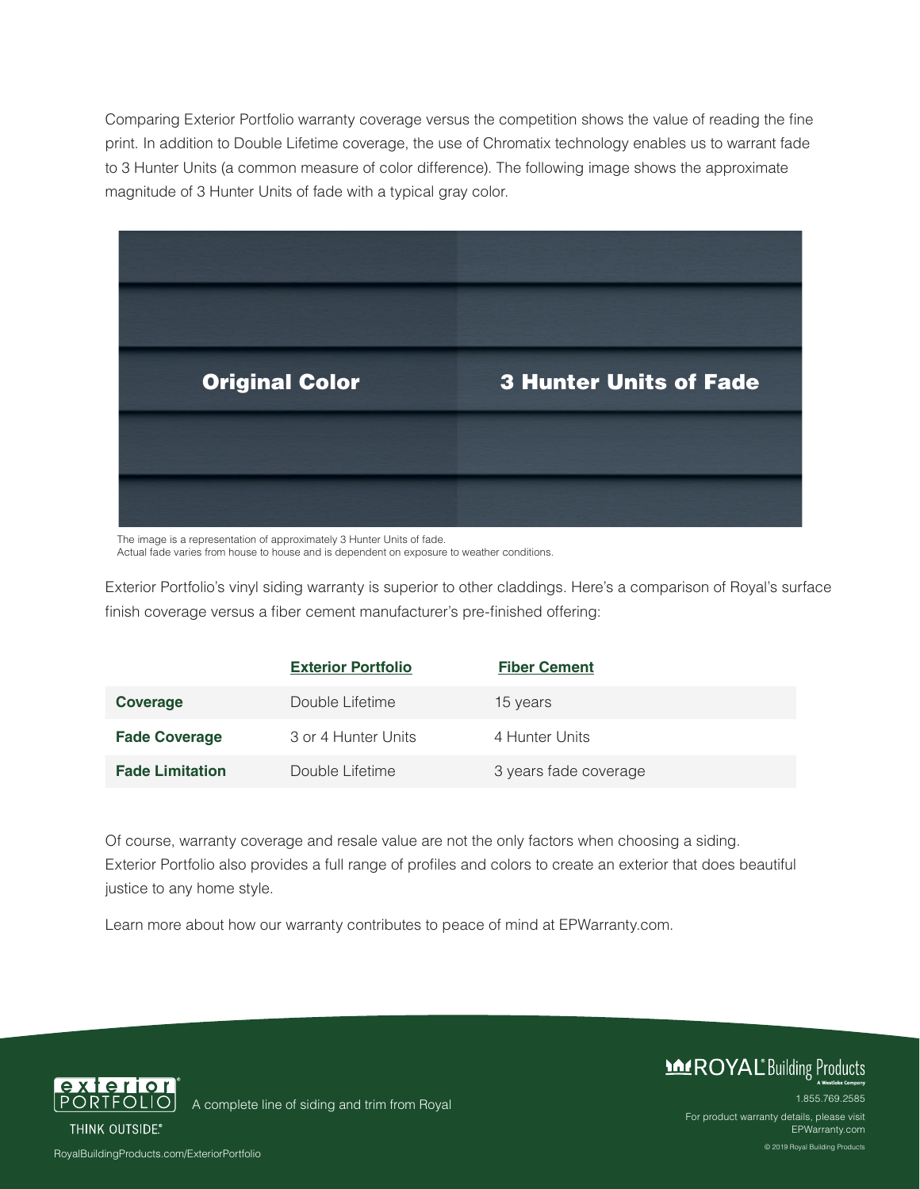Comparing Exterior Portfolio warranty coverage versus the competition shows the value of reading the fine print. In addition to Double Lifetime coverage, the use of Chromatix technology enables us to warrant fade to 3 Hunter Units (a common measure of color difference). The following image shows the approximate magnitude of 3 Hunter Units of fade with a typical gray color.

Original Color

3 Hunter Units of Fade

The image is a representation of approximately 3 Hunter Units of fade.
Actual fade varies from house to house and is dependent on exposure to weather conditions.

Exterior Portfolio's vinyl siding warranty is superior to other claddings. Here's a comparison of Royal's surface finish coverage versus a fiber cement manufacturer's pre-finished offering:

| | Exterior Portfolio | Fiber Cement |
|---|---|---|
| **Coverage** | Double Lifetime | 15 years |
| **Fade Coverage** | 3 or 4 Hunter Units | 4 Hunter Units |
| **Fade Limitation** | Double Lifetime | 3 years fade coverage |

Of course, warranty coverage and resale value are not the only factors when choosing a siding. Exterior Portfolio also provides a full range of profiles and colors to create an exterior that does beautiful justice to any home style.

Learn more about how our warranty contributes to peace of mind at EPWarranty.com.

exterior PORTFOLIO® A complete line of siding and trim from Royal

THINK OUTSIDE®

RoyalBuildingProducts.com/ExteriorPortfolio

ROYAL® Building Products
A Westlake Company

1.855.769.2585

For product warranty details, please visit EPWarranty.com

© 2019 Royal Building Products